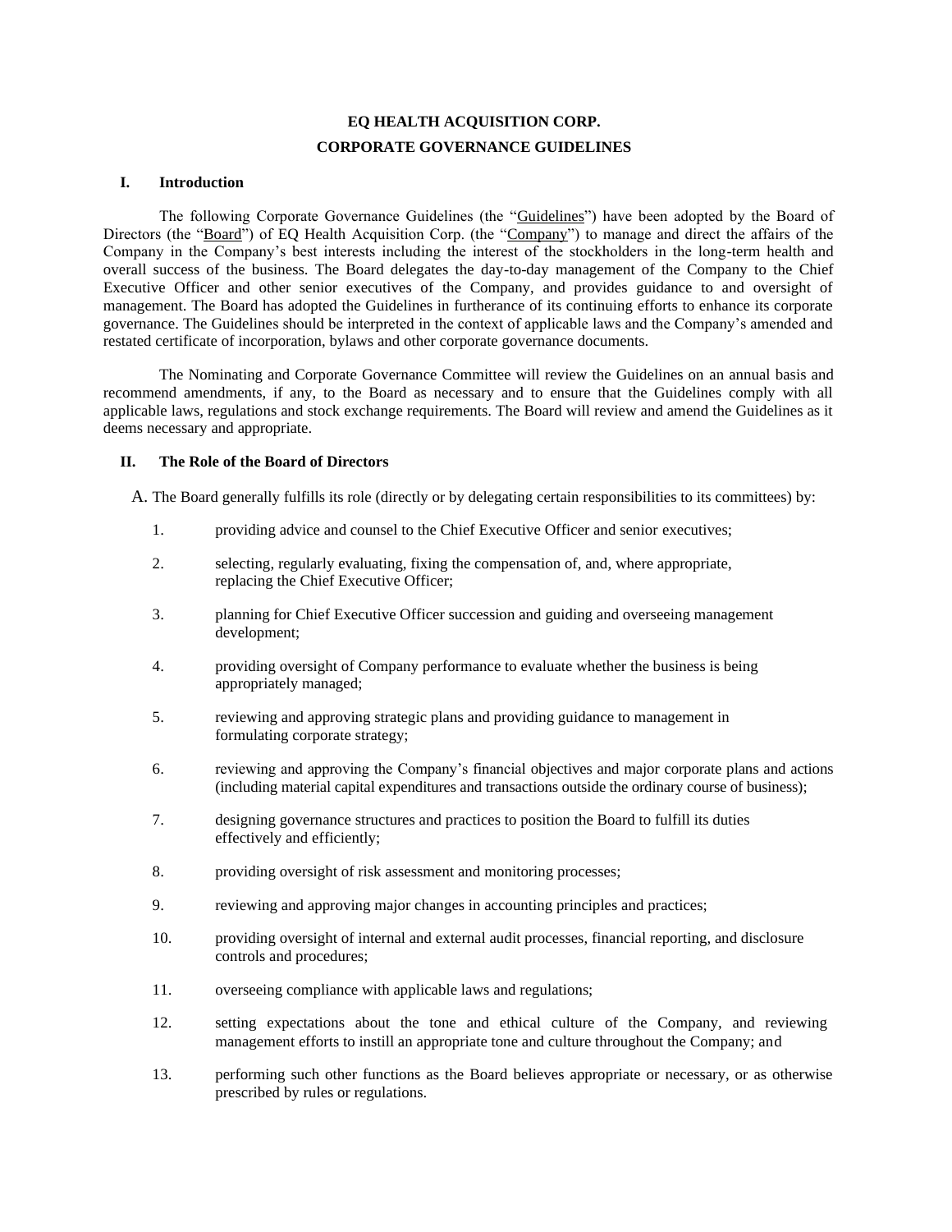# EQ HEALTH ACQUISITION CORP.

# CORPORATE GOVERNANCE GUIDELINES

## I. Introduction

The following Corporate Governance Guidelines (the "Guidelines") have been adopted by the Board of Directors (the "Board") of EQ Health Acquisition Corp. (the "Company") to manage and direct the affairs of the Company in the Company's best interests including the interest of the stockholders in the long-term health and overall success of the business. The Board delegates the day-to-day management of the Company to the Chief Executive Officer and other senior executives of the Company, and provides guidance to and oversight of management. The Board has adopted the Guidelines in furtherance of its continuing efforts to enhance its corporate governance. The Guidelines should be interpreted in the context of applicable laws and the Company's amended and restated certificate of incorporation, bylaws and other corporate governance documents.

The Nominating and Corporate Governance Committee will review the Guidelines on an annual basis and recommend amendments, if any, to the Board as necessary and to ensure that the Guidelines comply with all applicable laws, regulations and stock exchange requirements. The Board will review and amend the Guidelines as it deems necessary and appropriate.

## II. The Role of the Board of Directors

A. The Board generally fulfills its role (directly or by delegating certain responsibilities to its committees) by:

1. providing advice and counsel to the Chief Executive Officer and senior executives;
2. selecting, regularly evaluating, fixing the compensation of, and, where appropriate, replacing the Chief Executive Officer;
3. planning for Chief Executive Officer succession and guiding and overseeing management development;
4. providing oversight of Company performance to evaluate whether the business is being appropriately managed;
5. reviewing and approving strategic plans and providing guidance to management in formulating corporate strategy;
6. reviewing and approving the Company's financial objectives and major corporate plans and actions (including material capital expenditures and transactions outside the ordinary course of business);
7. designing governance structures and practices to position the Board to fulfill its duties effectively and efficiently;
8. providing oversight of risk assessment and monitoring processes;
9. reviewing and approving major changes in accounting principles and practices;
10. providing oversight of internal and external audit processes, financial reporting, and disclosure controls and procedures;
11. overseeing compliance with applicable laws and regulations;
12. setting expectations about the tone and ethical culture of the Company, and reviewing management efforts to instill an appropriate tone and culture throughout the Company; and
13. performing such other functions as the Board believes appropriate or necessary, or as otherwise prescribed by rules or regulations.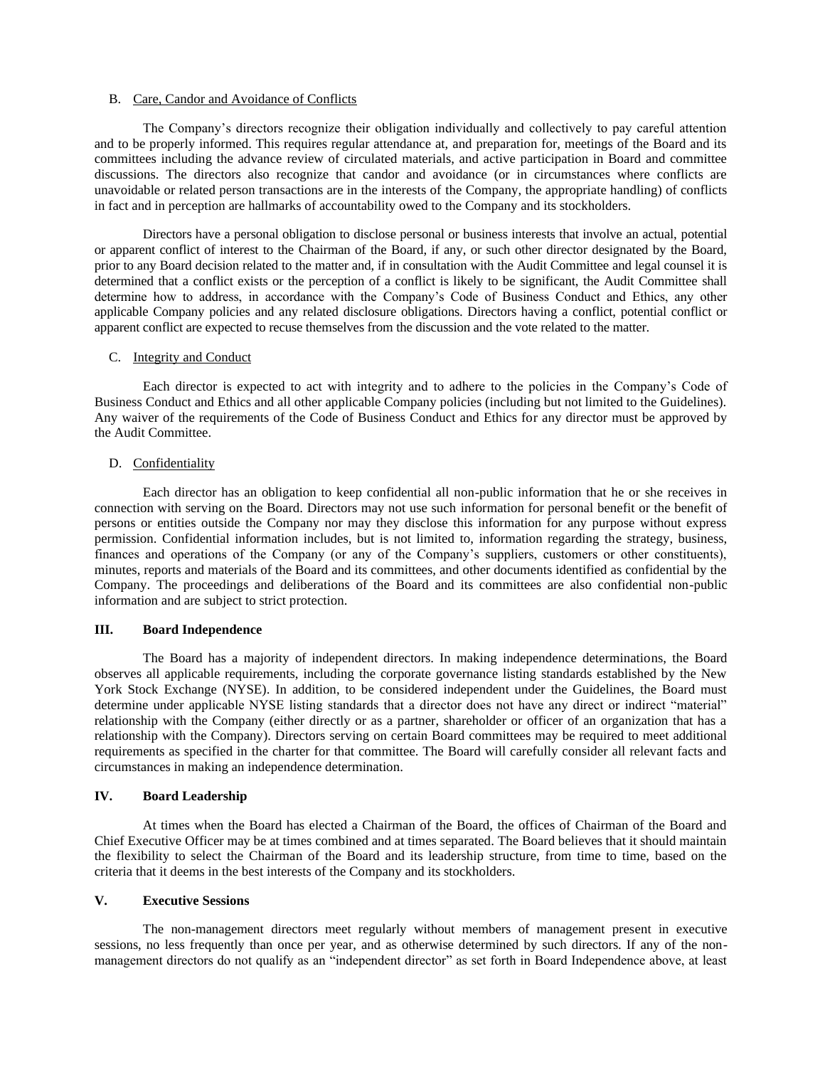B. <u>Care, Candor and Avoidance of Conflicts</u>

The Company's directors recognize their obligation individually and collectively to pay careful attention and to be properly informed. This requires regular attendance at, and preparation for, meetings of the Board and its committees including the advance review of circulated materials, and active participation in Board and committee discussions. The directors also recognize that candor and avoidance (or in circumstances where conflicts are unavoidable or related person transactions are in the interests of the Company, the appropriate handling) of conflicts in fact and in perception are hallmarks of accountability owed to the Company and its stockholders.

Directors have a personal obligation to disclose personal or business interests that involve an actual, potential or apparent conflict of interest to the Chairman of the Board, if any, or such other director designated by the Board, prior to any Board decision related to the matter and, if in consultation with the Audit Committee and legal counsel it is determined that a conflict exists or the perception of a conflict is likely to be significant, the Audit Committee shall determine how to address, in accordance with the Company's Code of Business Conduct and Ethics, any other applicable Company policies and any related disclosure obligations. Directors having a conflict, potential conflict or apparent conflict are expected to recuse themselves from the discussion and the vote related to the matter.

C. <u>Integrity and Conduct</u>

Each director is expected to act with integrity and to adhere to the policies in the Company's Code of Business Conduct and Ethics and all other applicable Company policies (including but not limited to the Guidelines). Any waiver of the requirements of the Code of Business Conduct and Ethics for any director must be approved by the Audit Committee.

D. <u>Confidentiality</u>

Each director has an obligation to keep confidential all non-public information that he or she receives in connection with serving on the Board. Directors may not use such information for personal benefit or the benefit of persons or entities outside the Company nor may they disclose this information for any purpose without express permission. Confidential information includes, but is not limited to, information regarding the strategy, business, finances and operations of the Company (or any of the Company's suppliers, customers or other constituents), minutes, reports and materials of the Board and its committees, and other documents identified as confidential by the Company. The proceedings and deliberations of the Board and its committees are also confidential non-public information and are subject to strict protection.

## III. Board Independence

The Board has a majority of independent directors. In making independence determinations, the Board observes all applicable requirements, including the corporate governance listing standards established by the New York Stock Exchange (NYSE). In addition, to be considered independent under the Guidelines, the Board must determine under applicable NYSE listing standards that a director does not have any direct or indirect "material" relationship with the Company (either directly or as a partner, shareholder or officer of an organization that has a relationship with the Company). Directors serving on certain Board committees may be required to meet additional requirements as specified in the charter for that committee. The Board will carefully consider all relevant facts and circumstances in making an independence determination.

## IV. Board Leadership

At times when the Board has elected a Chairman of the Board, the offices of Chairman of the Board and Chief Executive Officer may be at times combined and at times separated. The Board believes that it should maintain the flexibility to select the Chairman of the Board and its leadership structure, from time to time, based on the criteria that it deems in the best interests of the Company and its stockholders.

## V. Executive Sessions

The non-management directors meet regularly without members of management present in executive sessions, no less frequently than once per year, and as otherwise determined by such directors. If any of the non-management directors do not qualify as an "independent director" as set forth in Board Independence above, at least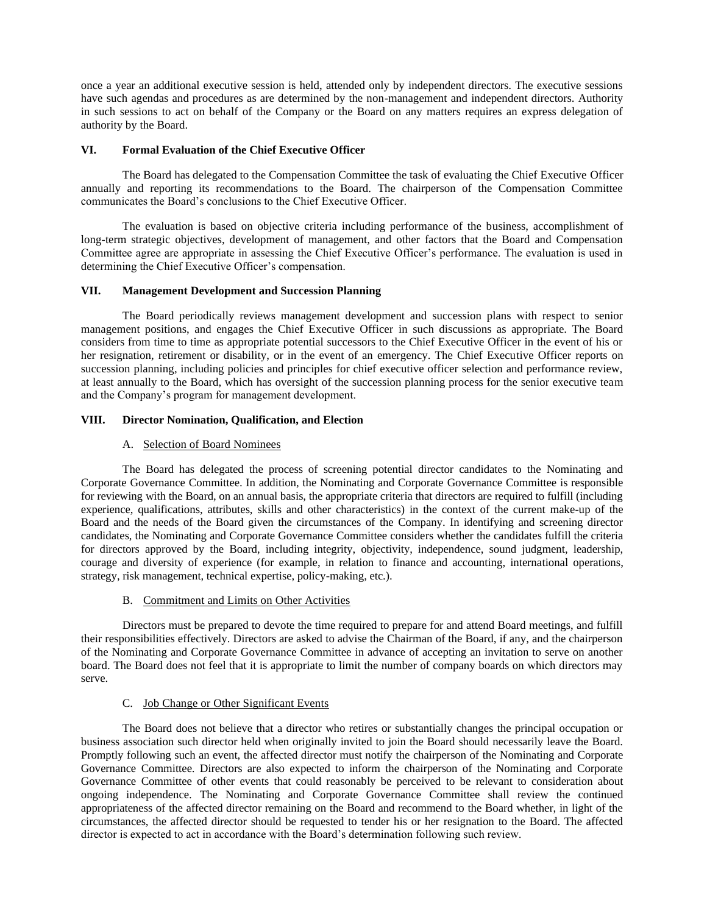once a year an additional executive session is held, attended only by independent directors. The executive sessions have such agendas and procedures as are determined by the non-management and independent directors. Authority in such sessions to act on behalf of the Company or the Board on any matters requires an express delegation of authority by the Board.

## VI. Formal Evaluation of the Chief Executive Officer

The Board has delegated to the Compensation Committee the task of evaluating the Chief Executive Officer annually and reporting its recommendations to the Board. The chairperson of the Compensation Committee communicates the Board's conclusions to the Chief Executive Officer.

The evaluation is based on objective criteria including performance of the business, accomplishment of long-term strategic objectives, development of management, and other factors that the Board and Compensation Committee agree are appropriate in assessing the Chief Executive Officer's performance. The evaluation is used in determining the Chief Executive Officer's compensation.

## VII. Management Development and Succession Planning

The Board periodically reviews management development and succession plans with respect to senior management positions, and engages the Chief Executive Officer in such discussions as appropriate. The Board considers from time to time as appropriate potential successors to the Chief Executive Officer in the event of his or her resignation, retirement or disability, or in the event of an emergency. The Chief Executive Officer reports on succession planning, including policies and principles for chief executive officer selection and performance review, at least annually to the Board, which has oversight of the succession planning process for the senior executive team and the Company's program for management development.

## VIII. Director Nomination, Qualification, and Election

### A. Selection of Board Nominees

The Board has delegated the process of screening potential director candidates to the Nominating and Corporate Governance Committee. In addition, the Nominating and Corporate Governance Committee is responsible for reviewing with the Board, on an annual basis, the appropriate criteria that directors are required to fulfill (including experience, qualifications, attributes, skills and other characteristics) in the context of the current make-up of the Board and the needs of the Board given the circumstances of the Company. In identifying and screening director candidates, the Nominating and Corporate Governance Committee considers whether the candidates fulfill the criteria for directors approved by the Board, including integrity, objectivity, independence, sound judgment, leadership, courage and diversity of experience (for example, in relation to finance and accounting, international operations, strategy, risk management, technical expertise, policy-making, etc.).

### B. Commitment and Limits on Other Activities

Directors must be prepared to devote the time required to prepare for and attend Board meetings, and fulfill their responsibilities effectively. Directors are asked to advise the Chairman of the Board, if any, and the chairperson of the Nominating and Corporate Governance Committee in advance of accepting an invitation to serve on another board. The Board does not feel that it is appropriate to limit the number of company boards on which directors may serve.

### C. Job Change or Other Significant Events

The Board does not believe that a director who retires or substantially changes the principal occupation or business association such director held when originally invited to join the Board should necessarily leave the Board. Promptly following such an event, the affected director must notify the chairperson of the Nominating and Corporate Governance Committee. Directors are also expected to inform the chairperson of the Nominating and Corporate Governance Committee of other events that could reasonably be perceived to be relevant to consideration about ongoing independence. The Nominating and Corporate Governance Committee shall review the continued appropriateness of the affected director remaining on the Board and recommend to the Board whether, in light of the circumstances, the affected director should be requested to tender his or her resignation to the Board. The affected director is expected to act in accordance with the Board's determination following such review.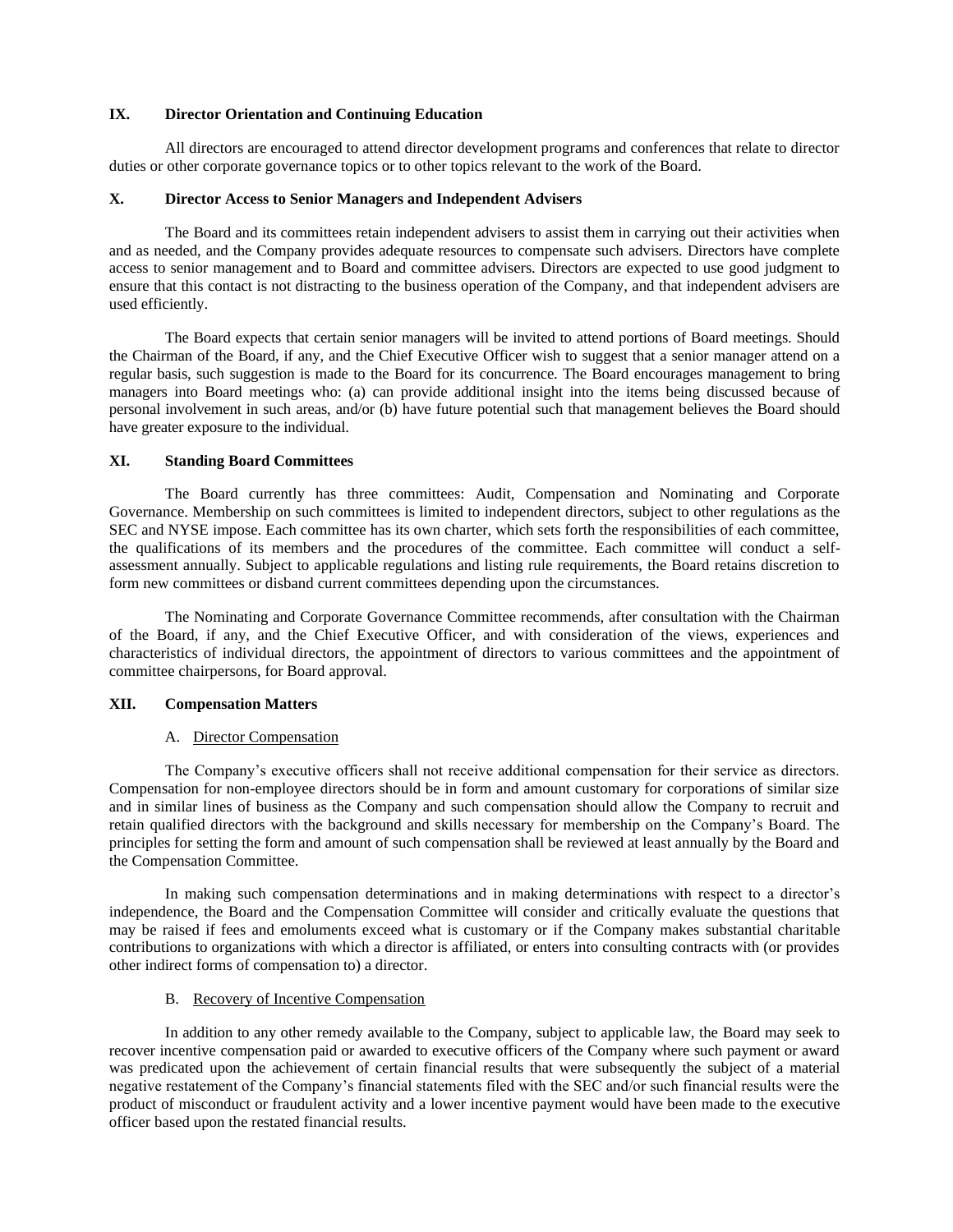## IX. Director Orientation and Continuing Education

All directors are encouraged to attend director development programs and conferences that relate to director duties or other corporate governance topics or to other topics relevant to the work of the Board.

## X. Director Access to Senior Managers and Independent Advisers

The Board and its committees retain independent advisers to assist them in carrying out their activities when and as needed, and the Company provides adequate resources to compensate such advisers. Directors have complete access to senior management and to Board and committee advisers. Directors are expected to use good judgment to ensure that this contact is not distracting to the business operation of the Company, and that independent advisers are used efficiently.

The Board expects that certain senior managers will be invited to attend portions of Board meetings. Should the Chairman of the Board, if any, and the Chief Executive Officer wish to suggest that a senior manager attend on a regular basis, such suggestion is made to the Board for its concurrence. The Board encourages management to bring managers into Board meetings who: (a) can provide additional insight into the items being discussed because of personal involvement in such areas, and/or (b) have future potential such that management believes the Board should have greater exposure to the individual.

## XI. Standing Board Committees

The Board currently has three committees: Audit, Compensation and Nominating and Corporate Governance. Membership on such committees is limited to independent directors, subject to other regulations as the SEC and NYSE impose. Each committee has its own charter, which sets forth the responsibilities of each committee, the qualifications of its members and the procedures of the committee. Each committee will conduct a self-assessment annually. Subject to applicable regulations and listing rule requirements, the Board retains discretion to form new committees or disband current committees depending upon the circumstances.

The Nominating and Corporate Governance Committee recommends, after consultation with the Chairman of the Board, if any, and the Chief Executive Officer, and with consideration of the views, experiences and characteristics of individual directors, the appointment of directors to various committees and the appointment of committee chairpersons, for Board approval.

## XII. Compensation Matters

### A. Director Compensation

The Company's executive officers shall not receive additional compensation for their service as directors. Compensation for non-employee directors should be in form and amount customary for corporations of similar size and in similar lines of business as the Company and such compensation should allow the Company to recruit and retain qualified directors with the background and skills necessary for membership on the Company's Board. The principles for setting the form and amount of such compensation shall be reviewed at least annually by the Board and the Compensation Committee.

In making such compensation determinations and in making determinations with respect to a director's independence, the Board and the Compensation Committee will consider and critically evaluate the questions that may be raised if fees and emoluments exceed what is customary or if the Company makes substantial charitable contributions to organizations with which a director is affiliated, or enters into consulting contracts with (or provides other indirect forms of compensation to) a director.

### B. Recovery of Incentive Compensation

In addition to any other remedy available to the Company, subject to applicable law, the Board may seek to recover incentive compensation paid or awarded to executive officers of the Company where such payment or award was predicated upon the achievement of certain financial results that were subsequently the subject of a material negative restatement of the Company's financial statements filed with the SEC and/or such financial results were the product of misconduct or fraudulent activity and a lower incentive payment would have been made to the executive officer based upon the restated financial results.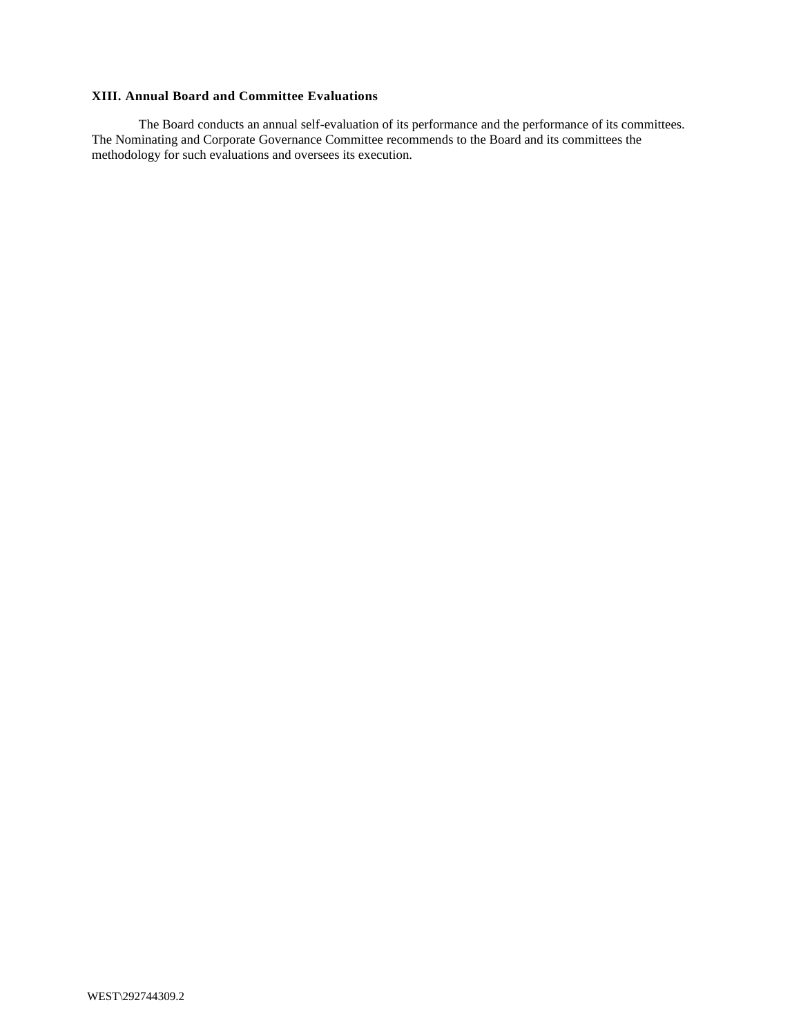### XIII. Annual Board and Committee Evaluations

The Board conducts an annual self-evaluation of its performance and the performance of its committees. The Nominating and Corporate Governance Committee recommends to the Board and its committees the methodology for such evaluations and oversees its execution.